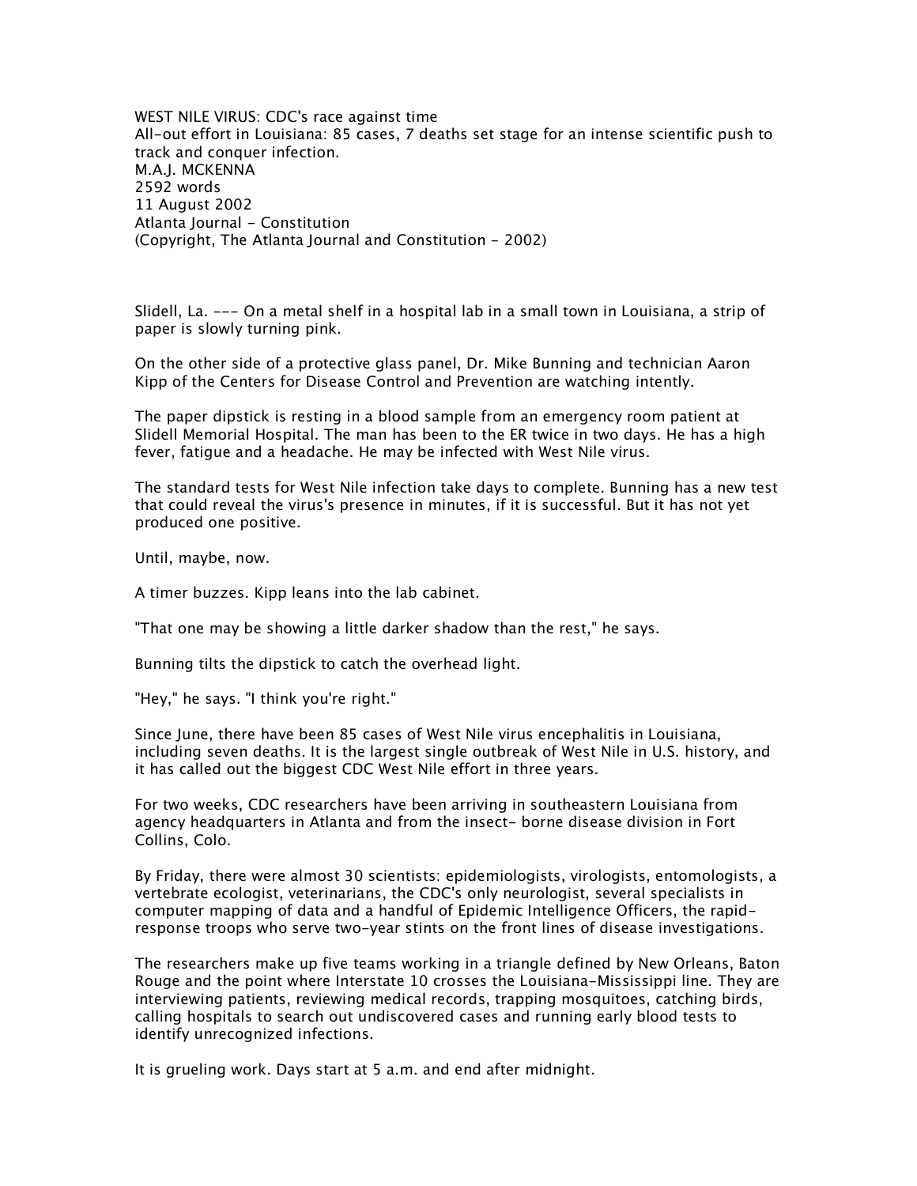# WEST NILE VIRUS: CDC's race against time

All-out effort in Louisiana: 85 cases, 7 deaths set stage for an intense scientific push to track and conquer infection.

M.A.J. MCKENNA
2592 words
11 August 2002
Atlanta Journal - Constitution
(Copyright, The Atlanta Journal and Constitution - 2002)

Slidell, La. --- On a metal shelf in a hospital lab in a small town in Louisiana, a strip of paper is slowly turning pink.

On the other side of a protective glass panel, Dr. Mike Bunning and technician Aaron Kipp of the Centers for Disease Control and Prevention are watching intently.

The paper dipstick is resting in a blood sample from an emergency room patient at Slidell Memorial Hospital. The man has been to the ER twice in two days. He has a high fever, fatigue and a headache. He may be infected with West Nile virus.

The standard tests for West Nile infection take days to complete. Bunning has a new test that could reveal the virus's presence in minutes, if it is successful. But it has not yet produced one positive.

Until, maybe, now.

A timer buzzes. Kipp leans into the lab cabinet.

"That one may be showing a little darker shadow than the rest," he says.

Bunning tilts the dipstick to catch the overhead light.

"Hey," he says. "I think you're right."

Since June, there have been 85 cases of West Nile virus encephalitis in Louisiana, including seven deaths. It is the largest single outbreak of West Nile in U.S. history, and it has called out the biggest CDC West Nile effort in three years.

For two weeks, CDC researchers have been arriving in southeastern Louisiana from agency headquarters in Atlanta and from the insect- borne disease division in Fort Collins, Colo.

By Friday, there were almost 30 scientists: epidemiologists, virologists, entomologists, a vertebrate ecologist, veterinarians, the CDC's only neurologist, several specialists in computer mapping of data and a handful of Epidemic Intelligence Officers, the rapid-response troops who serve two-year stints on the front lines of disease investigations.

The researchers make up five teams working in a triangle defined by New Orleans, Baton Rouge and the point where Interstate 10 crosses the Louisiana-Mississippi line. They are interviewing patients, reviewing medical records, trapping mosquitoes, catching birds, calling hospitals to search out undiscovered cases and running early blood tests to identify unrecognized infections.

It is grueling work. Days start at 5 a.m. and end after midnight.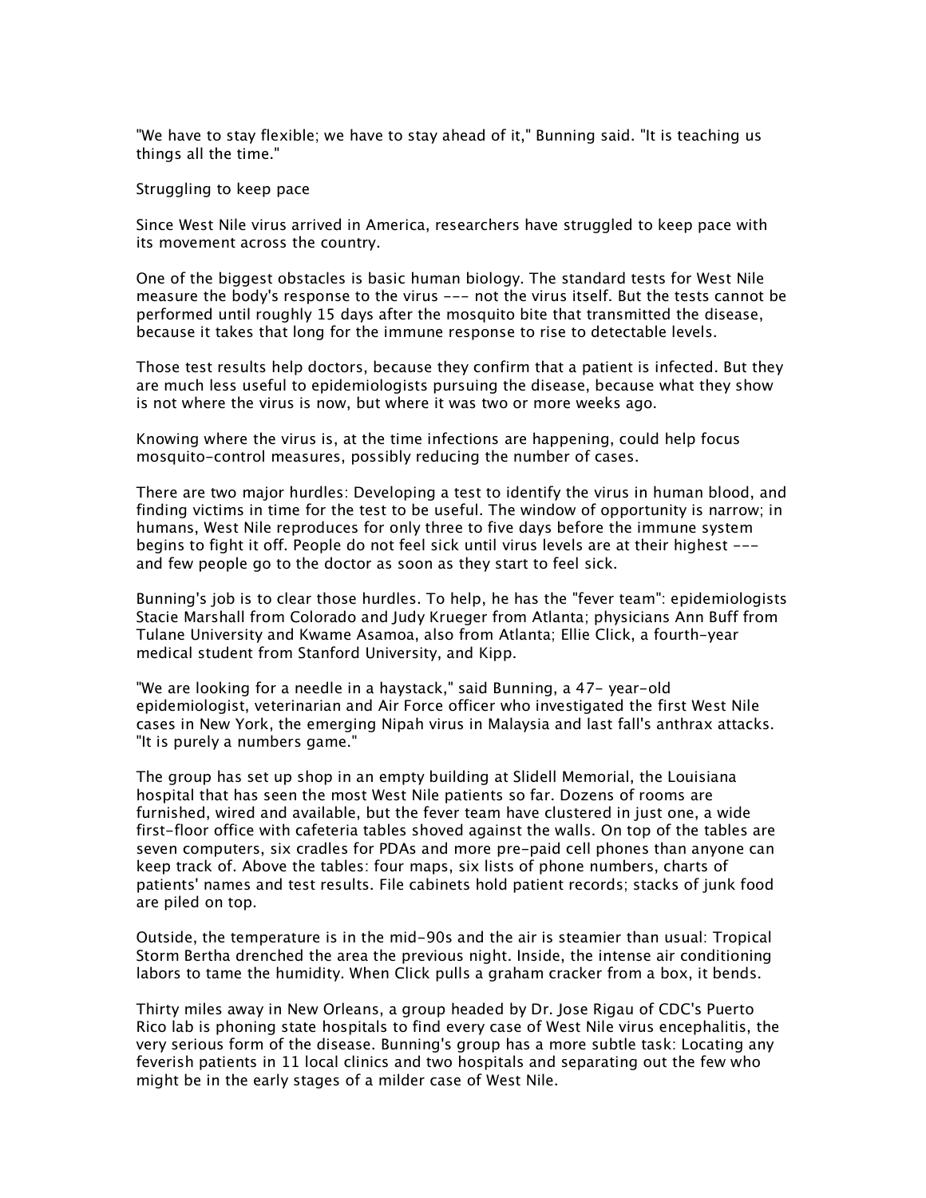"We have to stay flexible; we have to stay ahead of it," Bunning said. "It is teaching us things all the time."

## Struggling to keep pace

Since West Nile virus arrived in America, researchers have struggled to keep pace with its movement across the country.

One of the biggest obstacles is basic human biology. The standard tests for West Nile measure the body's response to the virus --- not the virus itself. But the tests cannot be performed until roughly 15 days after the mosquito bite that transmitted the disease, because it takes that long for the immune response to rise to detectable levels.

Those test results help doctors, because they confirm that a patient is infected. But they are much less useful to epidemiologists pursuing the disease, because what they show is not where the virus is now, but where it was two or more weeks ago.

Knowing where the virus is, at the time infections are happening, could help focus mosquito-control measures, possibly reducing the number of cases.

There are two major hurdles: Developing a test to identify the virus in human blood, and finding victims in time for the test to be useful. The window of opportunity is narrow; in humans, West Nile reproduces for only three to five days before the immune system begins to fight it off. People do not feel sick until virus levels are at their highest --- and few people go to the doctor as soon as they start to feel sick.

Bunning's job is to clear those hurdles. To help, he has the "fever team": epidemiologists Stacie Marshall from Colorado and Judy Krueger from Atlanta; physicians Ann Buff from Tulane University and Kwame Asamoa, also from Atlanta; Ellie Click, a fourth-year medical student from Stanford University, and Kipp.

"We are looking for a needle in a haystack," said Bunning, a 47- year-old epidemiologist, veterinarian and Air Force officer who investigated the first West Nile cases in New York, the emerging Nipah virus in Malaysia and last fall's anthrax attacks. "It is purely a numbers game."

The group has set up shop in an empty building at Slidell Memorial, the Louisiana hospital that has seen the most West Nile patients so far. Dozens of rooms are furnished, wired and available, but the fever team have clustered in just one, a wide first-floor office with cafeteria tables shoved against the walls. On top of the tables are seven computers, six cradles for PDAs and more pre-paid cell phones than anyone can keep track of. Above the tables: four maps, six lists of phone numbers, charts of patients' names and test results. File cabinets hold patient records; stacks of junk food are piled on top.

Outside, the temperature is in the mid-90s and the air is steamier than usual: Tropical Storm Bertha drenched the area the previous night. Inside, the intense air conditioning labors to tame the humidity. When Click pulls a graham cracker from a box, it bends.

Thirty miles away in New Orleans, a group headed by Dr. Jose Rigau of CDC's Puerto Rico lab is phoning state hospitals to find every case of West Nile virus encephalitis, the very serious form of the disease. Bunning's group has a more subtle task: Locating any feverish patients in 11 local clinics and two hospitals and separating out the few who might be in the early stages of a milder case of West Nile.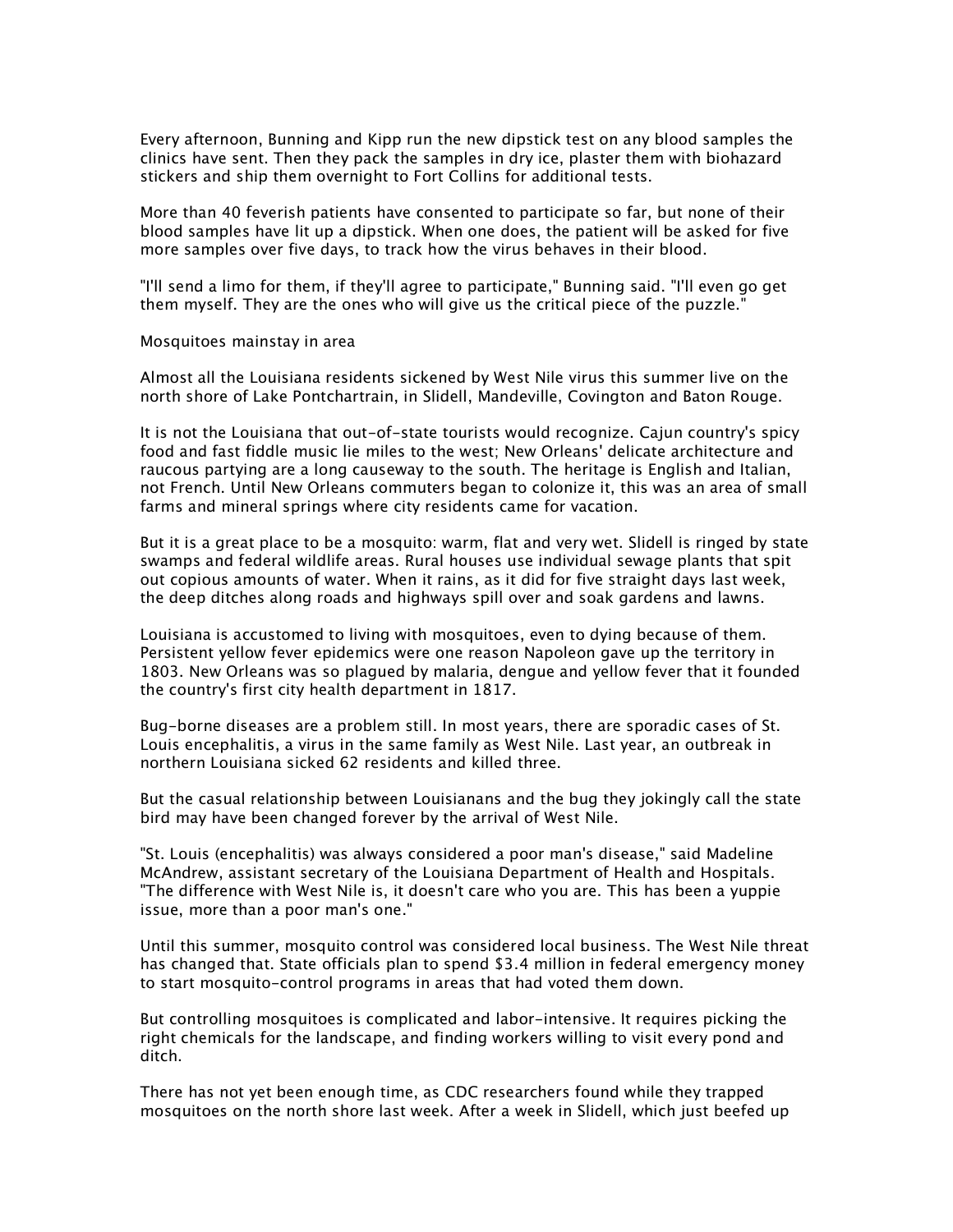Every afternoon, Bunning and Kipp run the new dipstick test on any blood samples the clinics have sent. Then they pack the samples in dry ice, plaster them with biohazard stickers and ship them overnight to Fort Collins for additional tests.

More than 40 feverish patients have consented to participate so far, but none of their blood samples have lit up a dipstick. When one does, the patient will be asked for five more samples over five days, to track how the virus behaves in their blood.

"I'll send a limo for them, if they'll agree to participate," Bunning said. "I'll even go get them myself. They are the ones who will give us the critical piece of the puzzle."

## Mosquitoes mainstay in area

Almost all the Louisiana residents sickened by West Nile virus this summer live on the north shore of Lake Pontchartrain, in Slidell, Mandeville, Covington and Baton Rouge.

It is not the Louisiana that out-of-state tourists would recognize. Cajun country's spicy food and fast fiddle music lie miles to the west; New Orleans' delicate architecture and raucous partying are a long causeway to the south. The heritage is English and Italian, not French. Until New Orleans commuters began to colonize it, this was an area of small farms and mineral springs where city residents came for vacation.

But it is a great place to be a mosquito: warm, flat and very wet. Slidell is ringed by state swamps and federal wildlife areas. Rural houses use individual sewage plants that spit out copious amounts of water. When it rains, as it did for five straight days last week, the deep ditches along roads and highways spill over and soak gardens and lawns.

Louisiana is accustomed to living with mosquitoes, even to dying because of them. Persistent yellow fever epidemics were one reason Napoleon gave up the territory in 1803. New Orleans was so plagued by malaria, dengue and yellow fever that it founded the country's first city health department in 1817.

Bug-borne diseases are a problem still. In most years, there are sporadic cases of St. Louis encephalitis, a virus in the same family as West Nile. Last year, an outbreak in northern Louisiana sicked 62 residents and killed three.

But the casual relationship between Louisianans and the bug they jokingly call the state bird may have been changed forever by the arrival of West Nile.

"St. Louis (encephalitis) was always considered a poor man's disease," said Madeline McAndrew, assistant secretary of the Louisiana Department of Health and Hospitals. "The difference with West Nile is, it doesn't care who you are. This has been a yuppie issue, more than a poor man's one."

Until this summer, mosquito control was considered local business. The West Nile threat has changed that. State officials plan to spend $3.4 million in federal emergency money to start mosquito-control programs in areas that had voted them down.

But controlling mosquitoes is complicated and labor-intensive. It requires picking the right chemicals for the landscape, and finding workers willing to visit every pond and ditch.

There has not yet been enough time, as CDC researchers found while they trapped mosquitoes on the north shore last week. After a week in Slidell, which just beefed up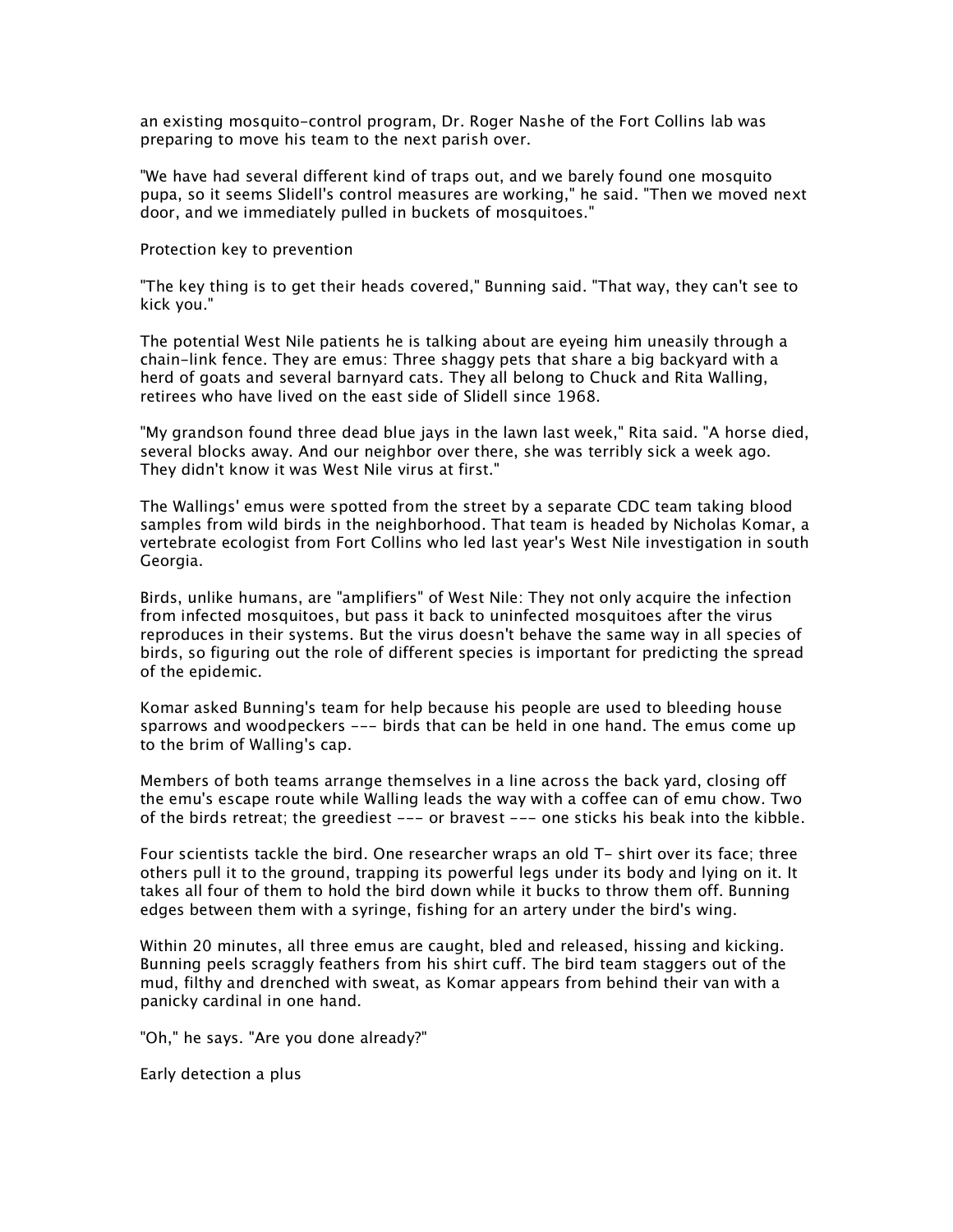an existing mosquito-control program, Dr. Roger Nashe of the Fort Collins lab was preparing to move his team to the next parish over.

"We have had several different kind of traps out, and we barely found one mosquito pupa, so it seems Slidell's control measures are working," he said. "Then we moved next door, and we immediately pulled in buckets of mosquitoes."

## Protection key to prevention

"The key thing is to get their heads covered," Bunning said. "That way, they can't see to kick you."

The potential West Nile patients he is talking about are eyeing him uneasily through a chain-link fence. They are emus: Three shaggy pets that share a big backyard with a herd of goats and several barnyard cats. They all belong to Chuck and Rita Walling, retirees who have lived on the east side of Slidell since 1968.

"My grandson found three dead blue jays in the lawn last week," Rita said. "A horse died, several blocks away. And our neighbor over there, she was terribly sick a week ago. They didn't know it was West Nile virus at first."

The Wallings' emus were spotted from the street by a separate CDC team taking blood samples from wild birds in the neighborhood. That team is headed by Nicholas Komar, a vertebrate ecologist from Fort Collins who led last year's West Nile investigation in south Georgia.

Birds, unlike humans, are "amplifiers" of West Nile: They not only acquire the infection from infected mosquitoes, but pass it back to uninfected mosquitoes after the virus reproduces in their systems. But the virus doesn't behave the same way in all species of birds, so figuring out the role of different species is important for predicting the spread of the epidemic.

Komar asked Bunning's team for help because his people are used to bleeding house sparrows and woodpeckers --- birds that can be held in one hand. The emus come up to the brim of Walling's cap.

Members of both teams arrange themselves in a line across the back yard, closing off the emu's escape route while Walling leads the way with a coffee can of emu chow. Two of the birds retreat; the greediest --- or bravest --- one sticks his beak into the kibble.

Four scientists tackle the bird. One researcher wraps an old T- shirt over its face; three others pull it to the ground, trapping its powerful legs under its body and lying on it. It takes all four of them to hold the bird down while it bucks to throw them off. Bunning edges between them with a syringe, fishing for an artery under the bird's wing.

Within 20 minutes, all three emus are caught, bled and released, hissing and kicking. Bunning peels scraggly feathers from his shirt cuff. The bird team staggers out of the mud, filthy and drenched with sweat, as Komar appears from behind their van with a panicky cardinal in one hand.

"Oh," he says. "Are you done already?"

## Early detection a plus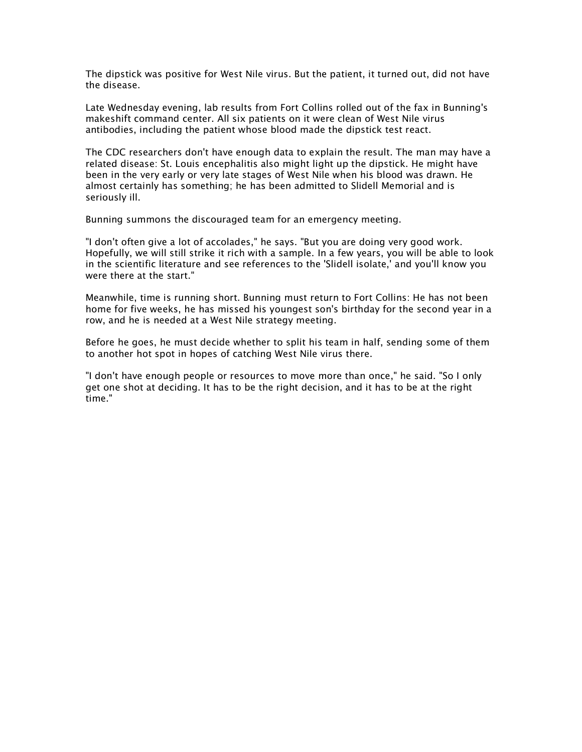The dipstick was positive for West Nile virus. But the patient, it turned out, did not have the disease.

Late Wednesday evening, lab results from Fort Collins rolled out of the fax in Bunning's makeshift command center. All six patients on it were clean of West Nile virus antibodies, including the patient whose blood made the dipstick test react.

The CDC researchers don't have enough data to explain the result. The man may have a related disease: St. Louis encephalitis also might light up the dipstick. He might have been in the very early or very late stages of West Nile when his blood was drawn. He almost certainly has something; he has been admitted to Slidell Memorial and is seriously ill.

Bunning summons the discouraged team for an emergency meeting.

"I don't often give a lot of accolades," he says. "But you are doing very good work. Hopefully, we will still strike it rich with a sample. In a few years, you will be able to look in the scientific literature and see references to the 'Slidell isolate,' and you'll know you were there at the start."

Meanwhile, time is running short. Bunning must return to Fort Collins: He has not been home for five weeks, he has missed his youngest son's birthday for the second year in a row, and he is needed at a West Nile strategy meeting.

Before he goes, he must decide whether to split his team in half, sending some of them to another hot spot in hopes of catching West Nile virus there.

"I don't have enough people or resources to move more than once," he said. "So I only get one shot at deciding. It has to be the right decision, and it has to be at the right time."